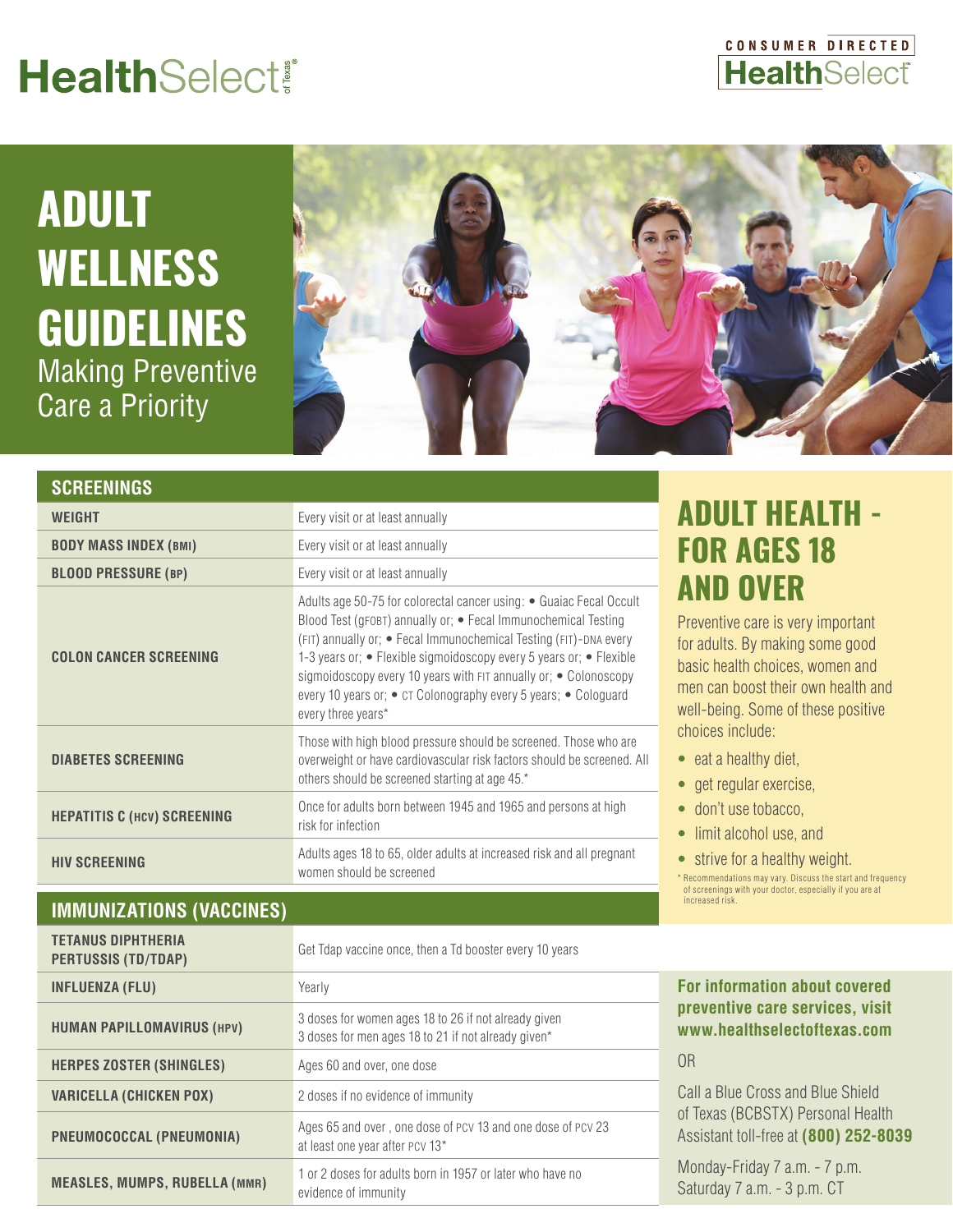HealthSelect of Texas®

CONSUMER DIRECTED HealthSelect℠

# ADULT WELLNESS GUIDELINES

Making Preventive Care a Priority

## SCREENINGS

| SCREENINGS | |
|---|---|
| WEIGHT | Every visit or at least annually |
| BODY MASS INDEX (BMI) | Every visit or at least annually |
| BLOOD PRESSURE (BP) | Every visit or at least annually |
| COLON CANCER SCREENING | Adults age 50-75 for colorectal cancer using: • Guaiac Fecal Occult Blood Test (gFOBT) annually or; • Fecal Immunochemical Testing (FIT) annually or; • Fecal Immunochemical Testing (FIT)-DNA every 1-3 years or; • Flexible sigmoidoscopy every 5 years or; • Flexible sigmoidoscopy every 10 years with FIT annually or; • Colonoscopy every 10 years or; • CT Colonography every 5 years; • Cologuard every three years* |
| DIABETES SCREENING | Those with high blood pressure should be screened. Those who are overweight or have cardiovascular risk factors should be screened. All others should be screened starting at age 45.* |
| HEPATITIS C (HCV) SCREENING | Once for adults born between 1945 and 1965 and persons at high risk for infection |
| HIV SCREENING | Adults ages 18 to 65, older adults at increased risk and all pregnant women should be screened |

## IMMUNIZATIONS (VACCINES)

| IMMUNIZATIONS (VACCINES) | |
|---|---|
| TETANUS DIPHTHERIA PERTUSSIS (TD/TDAP) | Get Tdap vaccine once, then a Td booster every 10 years |
| INFLUENZA (FLU) | Yearly |
| HUMAN PAPILLOMAVIRUS (HPV) | 3 doses for women ages 18 to 26 if not already given<br>3 doses for men ages 18 to 21 if not already given* |
| HERPES ZOSTER (SHINGLES) | Ages 60 and over, one dose |
| VARICELLA (CHICKEN POX) | 2 doses if no evidence of immunity |
| PNEUMOCOCCAL (PNEUMONIA) | Ages 65 and over , one dose of PCV 13 and one dose of PCV 23 at least one year after PCV 13* |
| MEASLES, MUMPS, RUBELLA (MMR) | 1 or 2 doses for adults born in 1957 or later who have no evidence of immunity |

## ADULT HEALTH - FOR AGES 18 AND OVER

Preventive care is very important for adults. By making some good basic health choices, women and men can boost their own health and well-being. Some of these positive choices include:

- eat a healthy diet,
- get regular exercise,
- don't use tobacco,
- limit alcohol use, and
- strive for a healthy weight.

\* Recommendations may vary. Discuss the start and frequency of screenings with your doctor, especially if you are at increased risk.

**For information about covered preventive care services, visit www.healthselectoftexas.com**

OR

Call a Blue Cross and Blue Shield of Texas (BCBSTX) Personal Health Assistant toll-free at **(800) 252-8039**

Monday-Friday 7 a.m. - 7 p.m.
Saturday 7 a.m. - 3 p.m. CT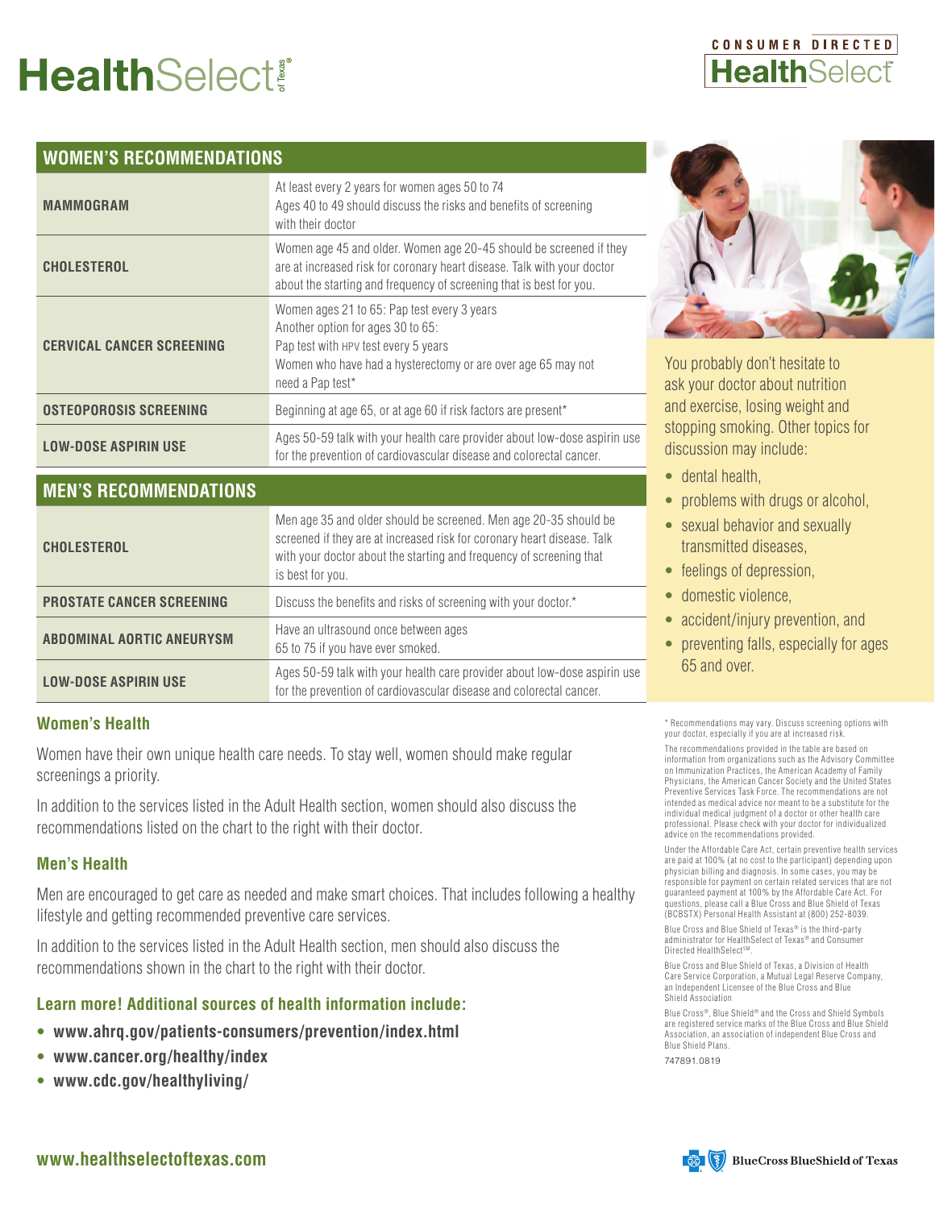# HealthSelect of Texas®

CONSUMER DIRECTED HealthSelect℠

## WOMEN'S RECOMMENDATIONS

| | |
|---|---|
| **MAMMOGRAM** | At least every 2 years for women ages 50 to 74<br>Ages 40 to 49 should discuss the risks and benefits of screening with their doctor |
| **CHOLESTEROL** | Women age 45 and older. Women age 20-45 should be screened if they are at increased risk for coronary heart disease. Talk with your doctor about the starting and frequency of screening that is best for you. |
| **CERVICAL CANCER SCREENING** | Women ages 21 to 65: Pap test every 3 years<br>Another option for ages 30 to 65:<br>Pap test with HPV test every 5 years<br>Women who have had a hysterectomy or are over age 65 may not need a Pap test* |
| **OSTEOPOROSIS SCREENING** | Beginning at age 65, or at age 60 if risk factors are present* |
| **LOW-DOSE ASPIRIN USE** | Ages 50-59 talk with your health care provider about low-dose aspirin use for the prevention of cardiovascular disease and colorectal cancer. |

## MEN'S RECOMMENDATIONS

| | |
|---|---|
| **CHOLESTEROL** | Men age 35 and older should be screened. Men age 20-35 should be screened if they are at increased risk for coronary heart disease. Talk with your doctor about the starting and frequency of screening that is best for you. |
| **PROSTATE CANCER SCREENING** | Discuss the benefits and risks of screening with your doctor.* |
| **ABDOMINAL AORTIC ANEURYSM** | Have an ultrasound once between ages 65 to 75 if you have ever smoked. |
| **LOW-DOSE ASPIRIN USE** | Ages 50-59 talk with your health care provider about low-dose aspirin use for the prevention of cardiovascular disease and colorectal cancer. |

You probably don't hesitate to ask your doctor about nutrition and exercise, losing weight and stopping smoking. Other topics for discussion may include:

- dental health,
- problems with drugs or alcohol,
- sexual behavior and sexually transmitted diseases,
- feelings of depression,
- domestic violence,
- accident/injury prevention, and
- preventing falls, especially for ages 65 and over.

### Women's Health

Women have their own unique health care needs. To stay well, women should make regular screenings a priority.

In addition to the services listed in the Adult Health section, women should also discuss the recommendations listed on the chart to the right with their doctor.

### Men's Health

Men are encouraged to get care as needed and make smart choices. That includes following a healthy lifestyle and getting recommended preventive care services.

In addition to the services listed in the Adult Health section, men should also discuss the recommendations shown in the chart to the right with their doctor.

### Learn more! Additional sources of health information include:

- **www.ahrq.gov/patients-consumers/prevention/index.html**
- **www.cancer.org/healthy/index**
- **www.cdc.gov/healthyliving/**

* Recommendations may vary. Discuss screening options with your doctor, especially if you are at increased risk.

The recommendations provided in the table are based on information from organizations such as the Advisory Committee on Immunization Practices, the American Academy of Family Physicians, the American Cancer Society and the United States Preventive Services Task Force. The recommendations are not intended as medical advice nor meant to be a substitute for the individual medical judgment of a doctor or other health care professional. Please check with your doctor for individualized advice on the recommendations provided.

Under the Affordable Care Act, certain preventive health services are paid at 100% (at no cost to the participant) depending upon physician billing and diagnosis. In some cases, you may be responsible for payment on certain related services that are not guaranteed payment at 100% by the Affordable Care Act. For questions, please call a Blue Cross and Blue Shield of Texas (BCBSTX) Personal Health Assistant at (800) 252-8039.

Blue Cross and Blue Shield of Texas® is the third-party administrator for HealthSelect of Texas® and Consumer Directed HealthSelect℠.

Blue Cross and Blue Shield of Texas, a Division of Health Care Service Corporation, a Mutual Legal Reserve Company, an Independent Licensee of the Blue Cross and Blue Shield Association

Blue Cross®, Blue Shield® and the Cross and Shield Symbols are registered service marks of the Blue Cross and Blue Shield Association, an association of independent Blue Cross and Blue Shield Plans.

747891.0819

**www.healthselectoftexas.com**

BlueCross BlueShield of Texas